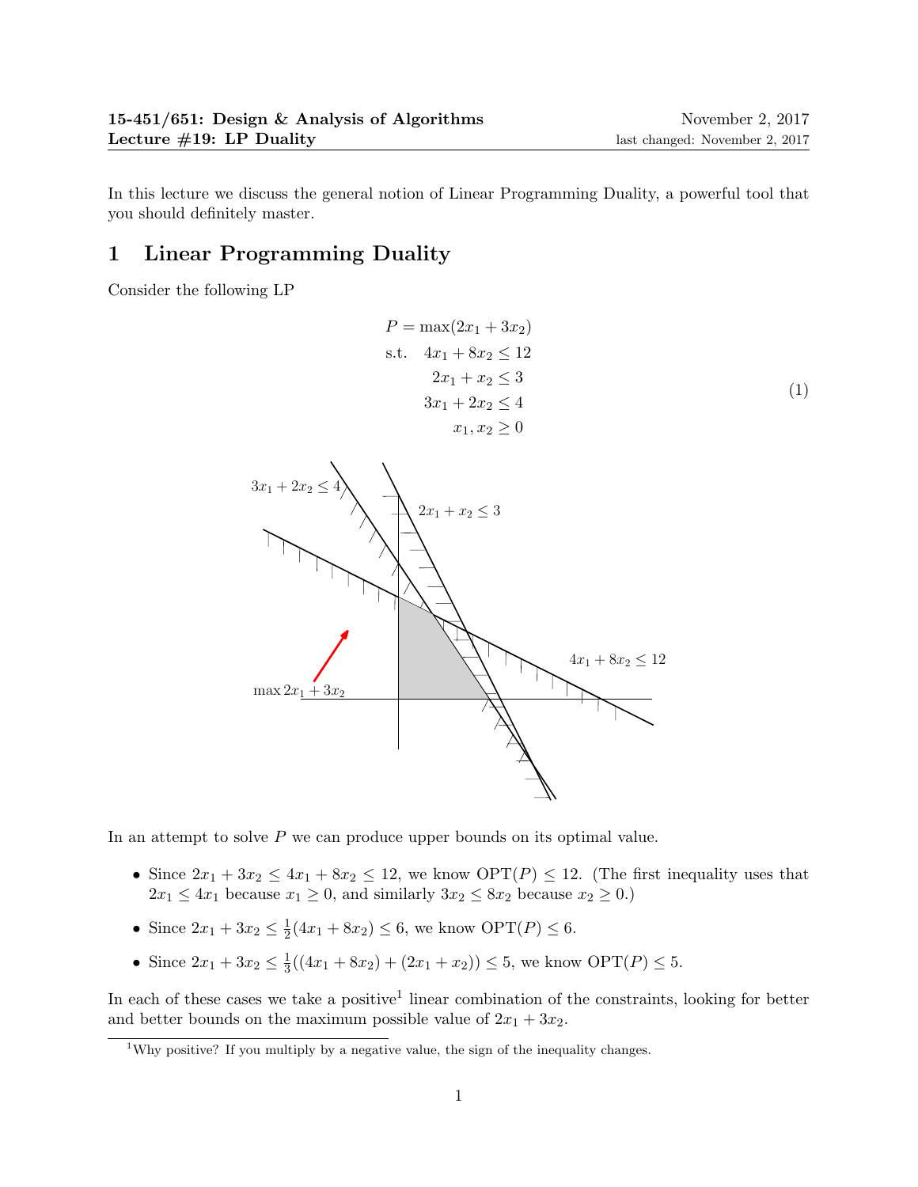**15-451/651: Design & Analysis of Algorithms** — November 2, 2017
**Lecture #19: LP Duality** — last changed: November 2, 2017

In this lecture we discuss the general notion of Linear Programming Duality, a powerful tool that you should definitely master.

# 1 Linear Programming Duality

Consider the following LP

$$
\begin{aligned}
P = \max(2x_1 + 3x_2)& \\
\text{s.t.} \quad 4x_1 + 8x_2 &\le 12 \\
2x_1 + x_2 &\le 3 \\
3x_1 + 2x_2 &\le 4 \\
x_1, x_2 &\ge 0
\end{aligned}
\tag{1}
$$

In an attempt to solve $P$ we can produce upper bounds on its optimal value.

- Since $2x_1 + 3x_2 \le 4x_1 + 8x_2 \le 12$, we know $\text{OPT}(P) \le 12$. (The first inequality uses that $2x_1 \le 4x_1$ because $x_1 \ge 0$, and similarly $3x_2 \le 8x_2$ because $x_2 \ge 0$.)
- Since $2x_1 + 3x_2 \le \frac{1}{2}(4x_1 + 8x_2) \le 6$, we know $\text{OPT}(P) \le 6$.
- Since $2x_1 + 3x_2 \le \frac{1}{3}((4x_1 + 8x_2) + (2x_1 + x_2)) \le 5$, we know $\text{OPT}(P) \le 5$.

In each of these cases we take a positive[1] linear combination of the constraints, looking for better and better bounds on the maximum possible value of $2x_1 + 3x_2$.

[1] Why positive? If you multiply by a negative value, the sign of the inequality changes.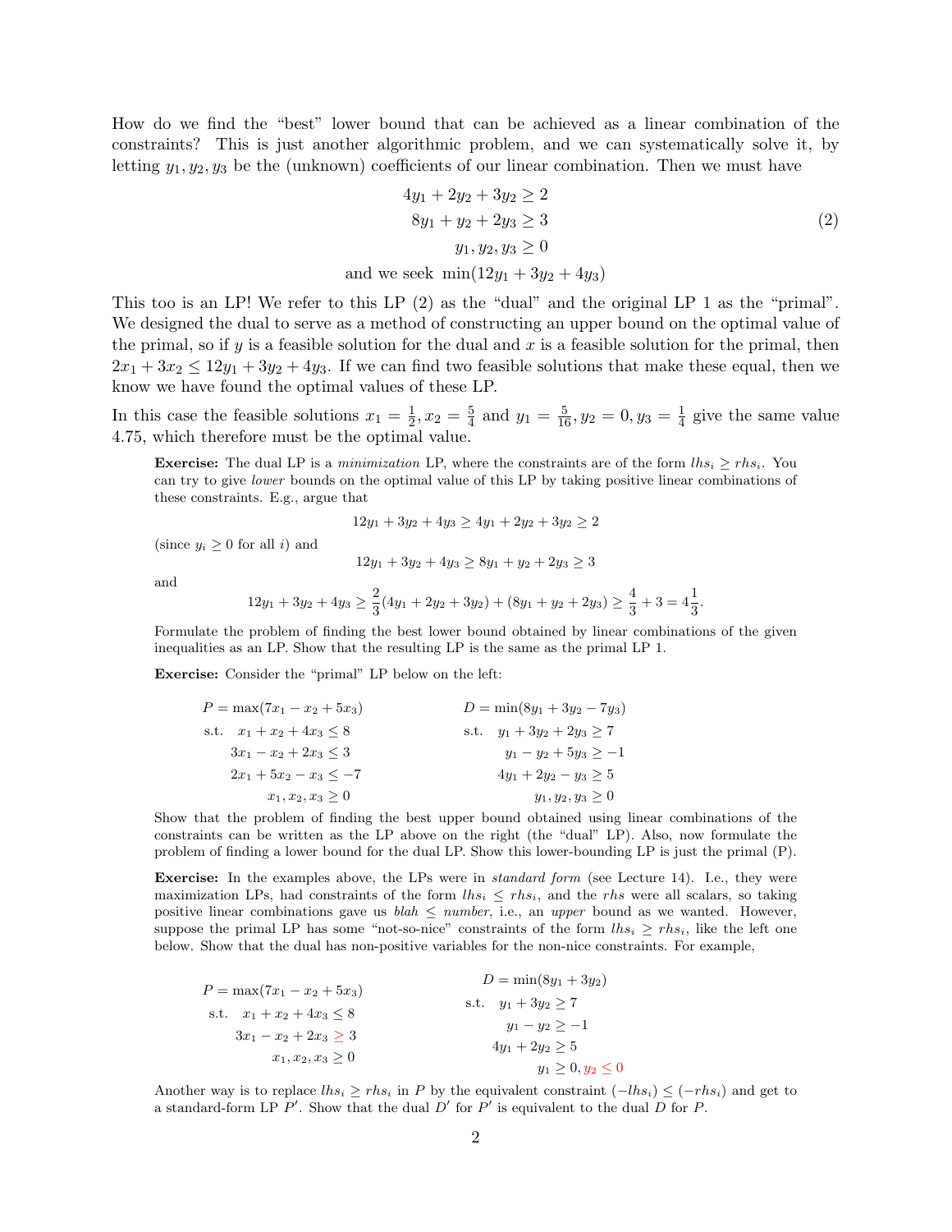How do we find the "best" lower bound that can be achieved as a linear combination of the constraints? This is just another algorithmic problem, and we can systematically solve it, by letting $y_1, y_2, y_3$ be the (unknown) coefficients of our linear combination. Then we must have

$$
\begin{aligned}
4y_1 + 2y_2 + 3y_2 &\geq 2 \\
8y_1 + y_2 + 2y_3 &\geq 3 \\
y_1, y_2, y_3 &\geq 0 \\
\text{and we seek } \min(12y_1 + 3y_2 + 4y_3)&
\end{aligned}
\tag{2}
$$

This too is an LP! We refer to this LP (2) as the "dual" and the original LP 1 as the "primal". We designed the dual to serve as a method of constructing an upper bound on the optimal value of the primal, so if $y$ is a feasible solution for the dual and $x$ is a feasible solution for the primal, then $2x_1 + 3x_2 \leq 12y_1 + 3y_2 + 4y_3$. If we can find two feasible solutions that make these equal, then we know we have found the optimal values of these LP.

In this case the feasible solutions $x_1 = \frac{1}{2}, x_2 = \frac{5}{4}$ and $y_1 = \frac{5}{16}, y_2 = 0, y_3 = \frac{1}{4}$ give the same value 4.75, which therefore must be the optimal value.

**Exercise:** The dual LP is a *minimization* LP, where the constraints are of the form $lhs_i \geq rhs_i$. You can try to give *lower* bounds on the optimal value of this LP by taking positive linear combinations of these constraints. E.g., argue that

$$12y_1 + 3y_2 + 4y_3 \geq 4y_1 + 2y_2 + 3y_2 \geq 2$$

(since $y_i \geq 0$ for all $i$) and

$$12y_1 + 3y_2 + 4y_3 \geq 8y_1 + y_2 + 2y_3 \geq 3$$

and

$$12y_1 + 3y_2 + 4y_3 \geq \frac{2}{3}(4y_1 + 2y_2 + 3y_2) + (8y_1 + y_2 + 2y_3) \geq \frac{4}{3} + 3 = 4\frac{1}{3}.$$

Formulate the problem of finding the best lower bound obtained by linear combinations of the given inequalities as an LP. Show that the resulting LP is the same as the primal LP 1.

**Exercise:** Consider the "primal" LP below on the left:

$$
\begin{aligned}
P = &\max(7x_1 - x_2 + 5x_3) \\
\text{s.t.} \quad &x_1 + x_2 + 4x_3 \leq 8 \\
&3x_1 - x_2 + 2x_3 \leq 3 \\
&2x_1 + 5x_2 - x_3 \leq -7 \\
&x_1, x_2, x_3 \geq 0
\end{aligned}
\qquad
\begin{aligned}
D = &\min(8y_1 + 3y_2 - 7y_3) \\
\text{s.t.} \quad &y_1 + 3y_2 + 2y_3 \geq 7 \\
&y_1 - y_2 + 5y_3 \geq -1 \\
&4y_1 + 2y_2 - y_3 \geq 5 \\
&y_1, y_2, y_3 \geq 0
\end{aligned}
$$

Show that the problem of finding the best upper bound obtained using linear combinations of the constraints can be written as the LP above on the right (the "dual" LP). Also, now formulate the problem of finding a lower bound for the dual LP. Show this lower-bounding LP is just the primal (P).

**Exercise:** In the examples above, the LPs were in *standard form* (see Lecture 14). I.e., they were maximization LPs, had constraints of the form $lhs_i \leq rhs_i$, and the $rhs$ were all scalars, so taking positive linear combinations gave us *blah* $\leq$ *number*, i.e., an *upper* bound as we wanted. However, suppose the primal LP has some "not-so-nice" constraints of the form $lhs_i \geq rhs_i$, like the left one below. Show that the dual has non-positive variables for the non-nice constraints. For example,

$$
\begin{aligned}
P = &\max(7x_1 - x_2 + 5x_3) \\
\text{s.t.} \quad &x_1 + x_2 + 4x_3 \leq 8 \\
&3x_1 - x_2 + 2x_3 \geq 3 \\
&x_1, x_2, x_3 \geq 0
\end{aligned}
\qquad
\begin{aligned}
D = &\min(8y_1 + 3y_2) \\
\text{s.t.} \quad &y_1 + 3y_2 \geq 7 \\
&y_1 - y_2 \geq -1 \\
&4y_1 + 2y_2 \geq 5 \\
&y_1 \geq 0, y_2 \leq 0
\end{aligned}
$$

Another way is to replace $lhs_i \geq rhs_i$ in $P$ by the equivalent constraint $(-lhs_i) \leq (-rhs_i)$ and get to a standard-form LP $P'$. Show that the dual $D'$ for $P'$ is equivalent to the dual $D$ for $P$.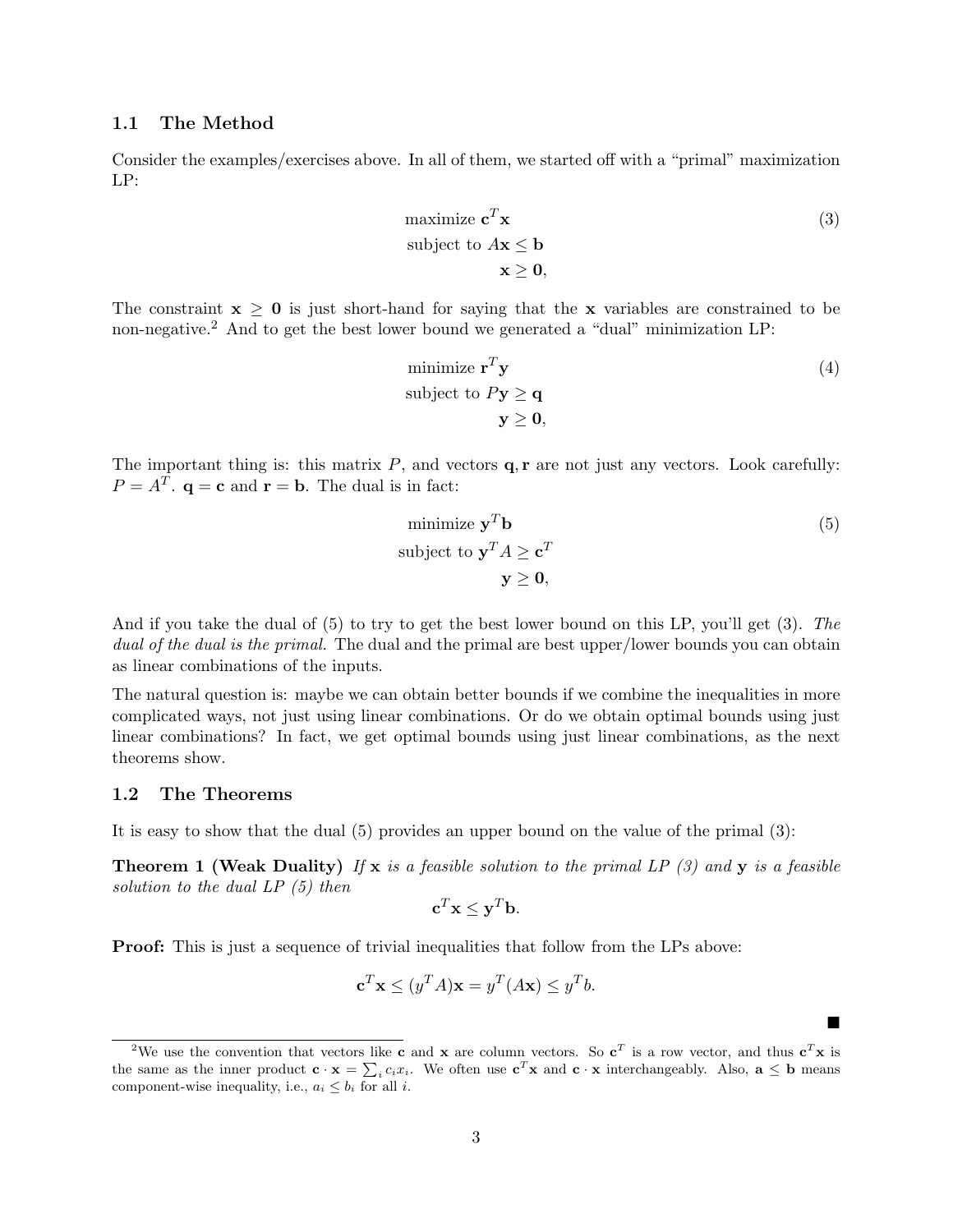### 1.1 The Method

Consider the examples/exercises above. In all of them, we started off with a "primal" maximization LP:

$$
\begin{aligned}
\text{maximize } & \mathbf{c}^T\mathbf{x} \\
\text{subject to } & A\mathbf{x} \leq \mathbf{b} \\
& \mathbf{x} \geq \mathbf{0},
\end{aligned}
\tag{3}
$$

The constraint $\mathbf{x} \geq \mathbf{0}$ is just short-hand for saying that the $\mathbf{x}$ variables are constrained to be non-negative.[2] And to get the best lower bound we generated a "dual" minimization LP:

$$
\begin{aligned}
\text{minimize } & \mathbf{r}^T\mathbf{y} \\
\text{subject to } & P\mathbf{y} \geq \mathbf{q} \\
& \mathbf{y} \geq \mathbf{0},
\end{aligned}
\tag{4}
$$

The important thing is: this matrix $P$, and vectors $\mathbf{q}, \mathbf{r}$ are not just any vectors. Look carefully: $P = A^T$. $\mathbf{q} = \mathbf{c}$ and $\mathbf{r} = \mathbf{b}$. The dual is in fact:

$$
\begin{aligned}
\text{minimize } & \mathbf{y}^T\mathbf{b} \\
\text{subject to } & \mathbf{y}^T A \geq \mathbf{c}^T \\
& \mathbf{y} \geq \mathbf{0},
\end{aligned}
\tag{5}
$$

And if you take the dual of (5) to try to get the best lower bound on this LP, you'll get (3). *The dual of the dual is the primal.* The dual and the primal are best upper/lower bounds you can obtain as linear combinations of the inputs.

The natural question is: maybe we can obtain better bounds if we combine the inequalities in more complicated ways, not just using linear combinations. Or do we obtain optimal bounds using just linear combinations? In fact, we get optimal bounds using just linear combinations, as the next theorems show.

### 1.2 The Theorems

It is easy to show that the dual (5) provides an upper bound on the value of the primal (3):

**Theorem 1 (Weak Duality)** *If $\mathbf{x}$ is a feasible solution to the primal LP (3) and $\mathbf{y}$ is a feasible solution to the dual LP (5) then*

$$\mathbf{c}^T\mathbf{x} \leq \mathbf{y}^T\mathbf{b}.$$

**Proof:** This is just a sequence of trivial inequalities that follow from the LPs above:

$$\mathbf{c}^T\mathbf{x} \leq (y^T A)\mathbf{x} = y^T(A\mathbf{x}) \leq y^T b.$$

■

[2] We use the convention that vectors like $\mathbf{c}$ and $\mathbf{x}$ are column vectors. So $\mathbf{c}^T$ is a row vector, and thus $\mathbf{c}^T\mathbf{x}$ is the same as the inner product $\mathbf{c} \cdot \mathbf{x} = \sum_i c_i x_i$. We often use $\mathbf{c}^T\mathbf{x}$ and $\mathbf{c} \cdot \mathbf{x}$ interchangeably. Also, $\mathbf{a} \leq \mathbf{b}$ means component-wise inequality, i.e., $a_i \leq b_i$ for all $i$.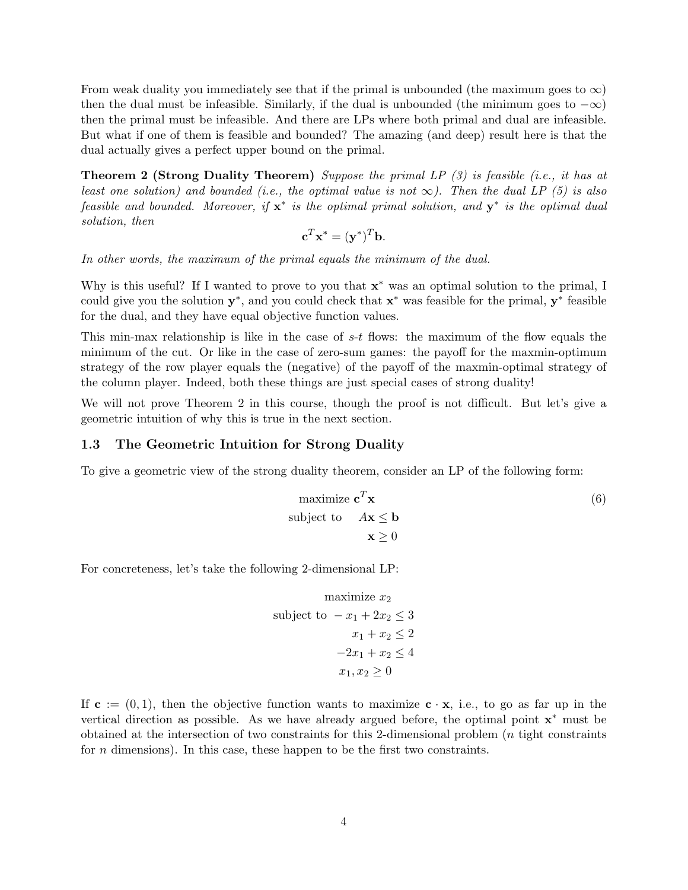From weak duality you immediately see that if the primal is unbounded (the maximum goes to $\infty$) then the dual must be infeasible. Similarly, if the dual is unbounded (the minimum goes to $-\infty$) then the primal must be infeasible. And there are LPs where both primal and dual are infeasible. But what if one of them is feasible and bounded? The amazing (and deep) result here is that the dual actually gives a perfect upper bound on the primal.

**Theorem 2 (Strong Duality Theorem)** *Suppose the primal LP (3) is feasible (i.e., it has at least one solution) and bounded (i.e., the optimal value is not $\infty$). Then the dual LP (5) is also feasible and bounded. Moreover, if $\mathbf{x}^*$ is the optimal primal solution, and $\mathbf{y}^*$ is the optimal dual solution, then*

$$\mathbf{c}^T\mathbf{x}^* = (\mathbf{y}^*)^T\mathbf{b}.$$

*In other words, the maximum of the primal equals the minimum of the dual.*

Why is this useful? If I wanted to prove to you that $\mathbf{x}^*$ was an optimal solution to the primal, I could give you the solution $\mathbf{y}^*$, and you could check that $\mathbf{x}^*$ was feasible for the primal, $\mathbf{y}^*$ feasible for the dual, and they have equal objective function values.

This min-max relationship is like in the case of *s-t* flows: the maximum of the flow equals the minimum of the cut. Or like in the case of zero-sum games: the payoff for the maxmin-optimum strategy of the row player equals the (negative) of the payoff of the maxmin-optimal strategy of the column player. Indeed, both these things are just special cases of strong duality!

We will not prove Theorem 2 in this course, though the proof is not difficult. But let's give a geometric intuition of why this is true in the next section.

### 1.3 The Geometric Intuition for Strong Duality

To give a geometric view of the strong duality theorem, consider an LP of the following form:

$$\begin{aligned} \text{maximize } & \mathbf{c}^T\mathbf{x} \\ \text{subject to } \quad & A\mathbf{x} \leq \mathbf{b} \\ & \mathbf{x} \geq 0 \end{aligned} \tag{6}$$

For concreteness, let's take the following 2-dimensional LP:

$$\begin{aligned} \text{maximize } & x_2 \\ \text{subject to } & -x_1 + 2x_2 \leq 3 \\ & x_1 + x_2 \leq 2 \\ & -2x_1 + x_2 \leq 4 \\ & x_1, x_2 \geq 0 \end{aligned}$$

If $\mathbf{c} := (0, 1)$, then the objective function wants to maximize $\mathbf{c} \cdot \mathbf{x}$, i.e., to go as far up in the vertical direction as possible. As we have already argued before, the optimal point $\mathbf{x}^*$ must be obtained at the intersection of two constraints for this 2-dimensional problem ($n$ tight constraints for $n$ dimensions). In this case, these happen to be the first two constraints.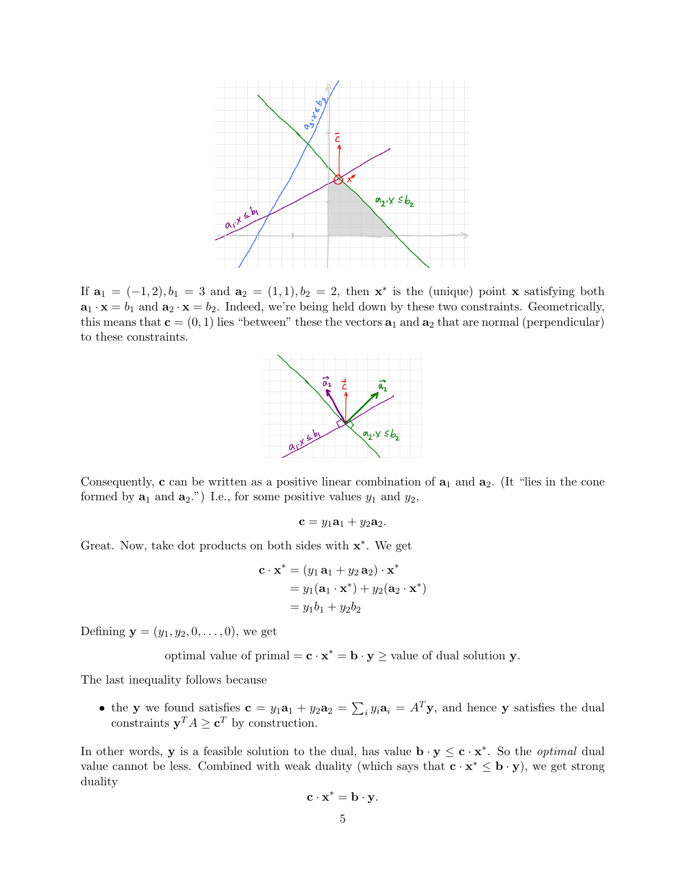If $\mathbf{a}_1 = (-1, 2), b_1 = 3$ and $\mathbf{a}_2 = (1, 1), b_2 = 2$, then $\mathbf{x}^*$ is the (unique) point $\mathbf{x}$ satisfying both $\mathbf{a}_1 \cdot \mathbf{x} = b_1$ and $\mathbf{a}_2 \cdot \mathbf{x} = b_2$. Indeed, we're being held down by these two constraints. Geometrically, this means that $\mathbf{c} = (0, 1)$ lies "between" these the vectors $\mathbf{a}_1$ and $\mathbf{a}_2$ that are normal (perpendicular) to these constraints.

Consequently, $\mathbf{c}$ can be written as a positive linear combination of $\mathbf{a}_1$ and $\mathbf{a}_2$. (It "lies in the cone formed by $\mathbf{a}_1$ and $\mathbf{a}_2$.") I.e., for some positive values $y_1$ and $y_2$,

$$\mathbf{c} = y_1 \mathbf{a}_1 + y_2 \mathbf{a}_2.$$

Great. Now, take dot products on both sides with $\mathbf{x}^*$. We get

$$\begin{aligned} \mathbf{c} \cdot \mathbf{x}^* &= (y_1 \mathbf{a}_1 + y_2 \mathbf{a}_2) \cdot \mathbf{x}^* \\ &= y_1 (\mathbf{a}_1 \cdot \mathbf{x}^*) + y_2 (\mathbf{a}_2 \cdot \mathbf{x}^*) \\ &= y_1 b_1 + y_2 b_2 \end{aligned}$$

Defining $\mathbf{y} = (y_1, y_2, 0, \ldots, 0)$, we get

$$\text{optimal value of primal} = \mathbf{c} \cdot \mathbf{x}^* = \mathbf{b} \cdot \mathbf{y} \geq \text{value of dual solution } \mathbf{y}.$$

The last inequality follows because

- the $\mathbf{y}$ we found satisfies $\mathbf{c} = y_1 \mathbf{a}_1 + y_2 \mathbf{a}_2 = \sum_i y_i \mathbf{a}_i = A^T \mathbf{y}$, and hence $\mathbf{y}$ satisfies the dual constraints $\mathbf{y}^T A \geq \mathbf{c}^T$ by construction.

In other words, $\mathbf{y}$ is a feasible solution to the dual, has value $\mathbf{b} \cdot \mathbf{y} \leq \mathbf{c} \cdot \mathbf{x}^*$. So the *optimal* dual value cannot be less. Combined with weak duality (which says that $\mathbf{c} \cdot \mathbf{x}^* \leq \mathbf{b} \cdot \mathbf{y}$), we get strong duality

$$\mathbf{c} \cdot \mathbf{x}^* = \mathbf{b} \cdot \mathbf{y}.$$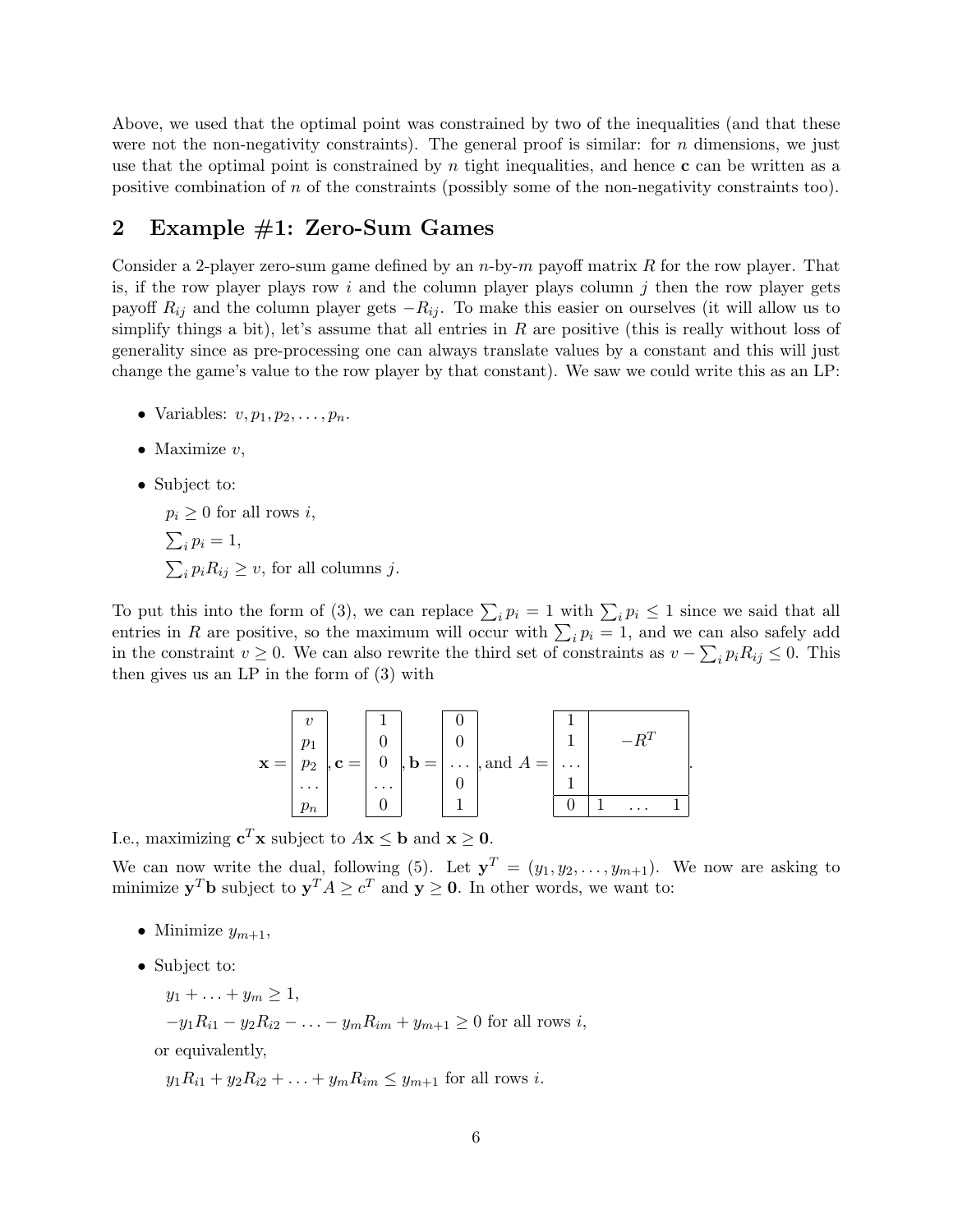Above, we used that the optimal point was constrained by two of the inequalities (and that these were not the non-negativity constraints). The general proof is similar: for $n$ dimensions, we just use that the optimal point is constrained by $n$ tight inequalities, and hence $\mathbf{c}$ can be written as a positive combination of $n$ of the constraints (possibly some of the non-negativity constraints too).

## 2 Example #1: Zero-Sum Games

Consider a 2-player zero-sum game defined by an $n$-by-$m$ payoff matrix $R$ for the row player. That is, if the row player plays row $i$ and the column player plays column $j$ then the row player gets payoff $R_{ij}$ and the column player gets $-R_{ij}$. To make this easier on ourselves (it will allow us to simplify things a bit), let's assume that all entries in $R$ are positive (this is really without loss of generality since as pre-processing one can always translate values by a constant and this will just change the game's value to the row player by that constant). We saw we could write this as an LP:

- Variables: $v, p_1, p_2, \ldots, p_n$.
- Maximize $v$,
- Subject to:

  $p_i \geq 0$ for all rows $i$,

  $\sum_i p_i = 1$,

  $\sum_i p_i R_{ij} \geq v$, for all columns $j$.

To put this into the form of (3), we can replace $\sum_i p_i = 1$ with $\sum_i p_i \leq 1$ since we said that all entries in $R$ are positive, so the maximum will occur with $\sum_i p_i = 1$, and we can also safely add in the constraint $v \geq 0$. We can also rewrite the third set of constraints as $v - \sum_i p_i R_{ij} \leq 0$. This then gives us an LP in the form of (3) with

$$\mathbf{x} = \begin{bmatrix} v \\ p_1 \\ p_2 \\ \cdots \\ p_n \end{bmatrix}, \mathbf{c} = \begin{bmatrix} 1 \\ 0 \\ 0 \\ \cdots \\ 0 \end{bmatrix}, \mathbf{b} = \begin{bmatrix} 0 \\ 0 \\ \cdots \\ 0 \\ 1 \end{bmatrix}, \text{and } A = \left[\begin{array}{c|ccc} 1 & & & \\ 1 & & -R^T & \\ \cdots & & & \\ 1 & & & \\ \hline 0 & 1 & \cdots & 1 \end{array}\right].$$

I.e., maximizing $\mathbf{c}^T\mathbf{x}$ subject to $A\mathbf{x} \leq \mathbf{b}$ and $\mathbf{x} \geq \mathbf{0}$.

We can now write the dual, following (5). Let $\mathbf{y}^T = (y_1, y_2, \ldots, y_{m+1})$. We now are asking to minimize $\mathbf{y}^T\mathbf{b}$ subject to $\mathbf{y}^T A \geq c^T$ and $\mathbf{y} \geq \mathbf{0}$. In other words, we want to:

- Minimize $y_{m+1}$,
- Subject to:

  $y_1 + \ldots + y_m \geq 1$,

  $-y_1 R_{i1} - y_2 R_{i2} - \ldots - y_m R_{im} + y_{m+1} \geq 0$ for all rows $i$,

  or equivalently,

  $y_1 R_{i1} + y_2 R_{i2} + \ldots + y_m R_{im} \leq y_{m+1}$ for all rows $i$.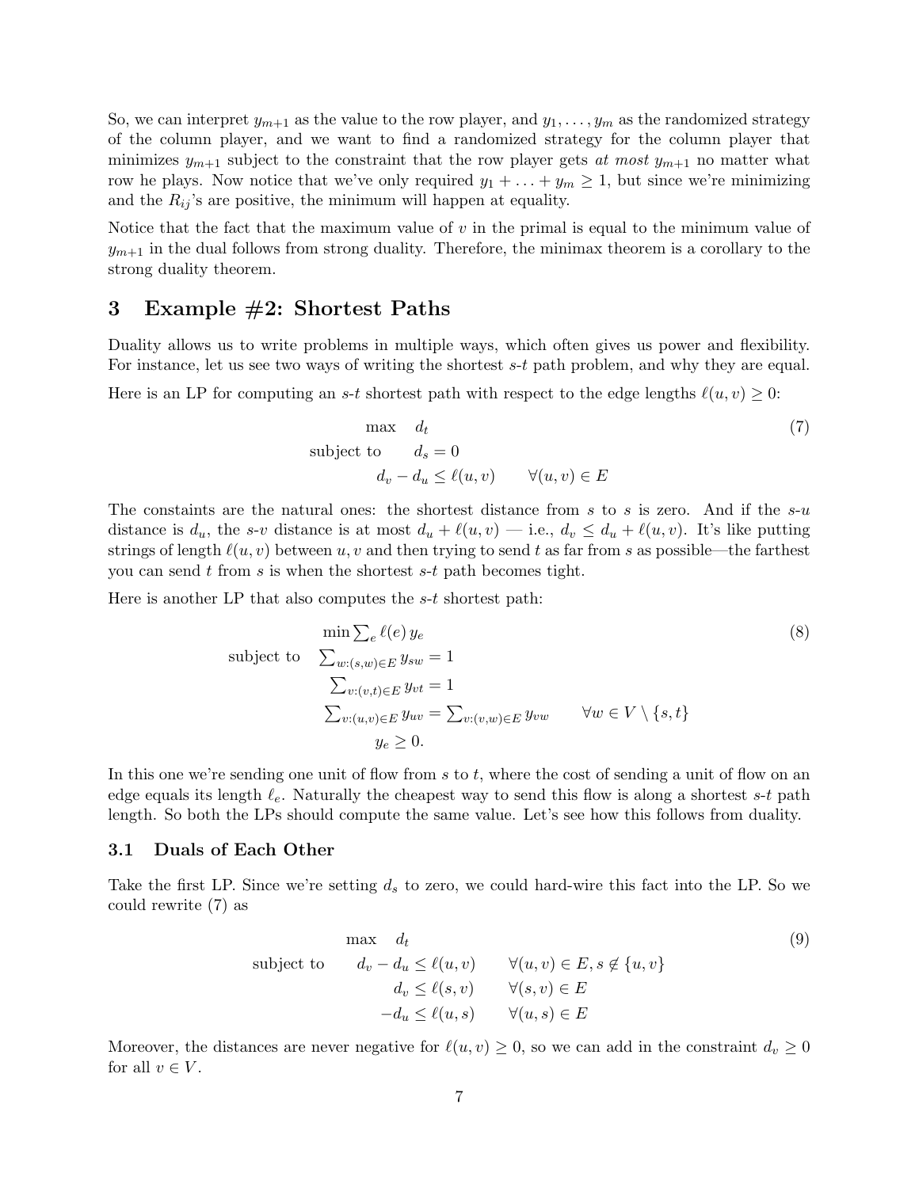So, we can interpret $y_{m+1}$ as the value to the row player, and $y_1, \ldots, y_m$ as the randomized strategy of the column player, and we want to find a randomized strategy for the column player that minimizes $y_{m+1}$ subject to the constraint that the row player gets *at most* $y_{m+1}$ no matter what row he plays. Now notice that we've only required $y_1 + \ldots + y_m \geq 1$, but since we're minimizing and the $R_{ij}$'s are positive, the minimum will happen at equality.

Notice that the fact that the maximum value of $v$ in the primal is equal to the minimum value of $y_{m+1}$ in the dual follows from strong duality. Therefore, the minimax theorem is a corollary to the strong duality theorem.

## 3 Example #2: Shortest Paths

Duality allows us to write problems in multiple ways, which often gives us power and flexibility. For instance, let us see two ways of writing the shortest $s$-$t$ path problem, and why they are equal.

Here is an LP for computing an $s$-$t$ shortest path with respect to the edge lengths $\ell(u,v) \geq 0$:

$$
\begin{aligned}
\max \quad & d_t \\
\text{subject to} \quad & d_s = 0 \\
& d_v - d_u \leq \ell(u,v) \qquad \forall (u,v) \in E
\end{aligned}
\tag{7}
$$

The constaints are the natural ones: the shortest distance from $s$ to $s$ is zero. And if the $s$-$u$ distance is $d_u$, the $s$-$v$ distance is at most $d_u + \ell(u,v)$ — i.e., $d_v \leq d_u + \ell(u,v)$. It's like putting strings of length $\ell(u,v)$ between $u, v$ and then trying to send $t$ as far from $s$ as possible—the farthest you can send $t$ from $s$ is when the shortest $s$-$t$ path becomes tight.

Here is another LP that also computes the $s$-$t$ shortest path:

$$
\begin{aligned}
& \min \textstyle\sum_e \ell(e)\, y_e \\
\text{subject to} \quad & \textstyle\sum_{w:(s,w)\in E} y_{sw} = 1 \\
& \textstyle\sum_{v:(v,t)\in E} y_{vt} = 1 \\
& \textstyle\sum_{v:(u,v)\in E} y_{uv} = \sum_{v:(v,w)\in E} y_{vw} \qquad \forall w \in V \setminus \{s,t\} \\
& y_e \geq 0.
\end{aligned}
\tag{8}
$$

In this one we're sending one unit of flow from $s$ to $t$, where the cost of sending a unit of flow on an edge equals its length $\ell_e$. Naturally the cheapest way to send this flow is along a shortest $s$-$t$ path length. So both the LPs should compute the same value. Let's see how this follows from duality.

### 3.1 Duals of Each Other

Take the first LP. Since we're setting $d_s$ to zero, we could hard-wire this fact into the LP. So we could rewrite (7) as

$$
\begin{aligned}
\max \quad & d_t \\
\text{subject to} \quad & d_v - d_u \leq \ell(u,v) \qquad \forall (u,v) \in E, s \notin \{u,v\} \\
& d_v \leq \ell(s,v) \qquad \forall (s,v) \in E \\
& -d_u \leq \ell(u,s) \qquad \forall (u,s) \in E
\end{aligned}
\tag{9}
$$

Moreover, the distances are never negative for $\ell(u,v) \geq 0$, so we can add in the constraint $d_v \geq 0$ for all $v \in V$.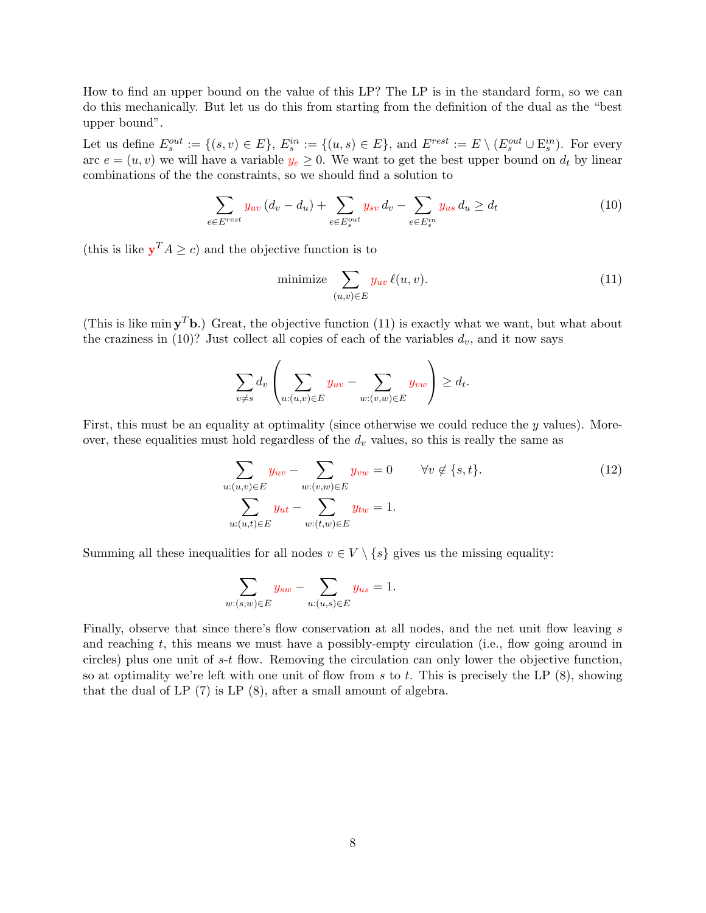How to find an upper bound on the value of this LP? The LP is in the standard form, so we can do this mechanically. But let us do this from starting from the definition of the dual as the "best upper bound".

Let us define $E_s^{out} := \{(s,v) \in E\}$, $E_s^{in} := \{(u,s) \in E\}$, and $E^{rest} := E \setminus (E_s^{out} \cup E_s^{in})$. For every arc $e = (u,v)$ we will have a variable $y_e \geq 0$. We want to get the best upper bound on $d_t$ by linear combinations of the the constraints, so we should find a solution to

$$\sum_{e \in E^{rest}} y_{uv} (d_v - d_u) + \sum_{e \in E_s^{out}} y_{sv} d_v - \sum_{e \in E_s^{in}} y_{us} d_u \geq d_t \tag{10}$$

(this is like $\mathbf{y}^T A \geq c$) and the objective function is to

$$\text{minimize} \sum_{(u,v) \in E} y_{uv} \, \ell(u,v). \tag{11}$$

(This is like $\min \mathbf{y}^T \mathbf{b}$.) Great, the objective function (11) is exactly what we want, but what about the craziness in (10)? Just collect all copies of each of the variables $d_v$, and it now says

$$\sum_{v \neq s} d_v \left( \sum_{u:(u,v) \in E} y_{uv} - \sum_{w:(v,w) \in E} y_{vw} \right) \geq d_t.$$

First, this must be an equality at optimality (since otherwise we could reduce the $y$ values). Moreover, these equalities must hold regardless of the $d_v$ values, so this is really the same as

$$\sum_{u:(u,v) \in E} y_{uv} - \sum_{w:(v,w) \in E} y_{vw} = 0 \qquad \forall v \notin \{s,t\}. \tag{12}$$

$$\sum_{u:(u,t) \in E} y_{ut} - \sum_{w:(t,w) \in E} y_{tw} = 1.$$

Summing all these inequalities for all nodes $v \in V \setminus \{s\}$ gives us the missing equality:

$$\sum_{w:(s,w) \in E} y_{sw} - \sum_{u:(u,s) \in E} y_{us} = 1.$$

Finally, observe that since there's flow conservation at all nodes, and the net unit flow leaving $s$ and reaching $t$, this means we must have a possibly-empty circulation (i.e., flow going around in circles) plus one unit of $s$-$t$ flow. Removing the circulation can only lower the objective function, so at optimality we're left with one unit of flow from $s$ to $t$. This is precisely the LP (8), showing that the dual of LP (7) is LP (8), after a small amount of algebra.